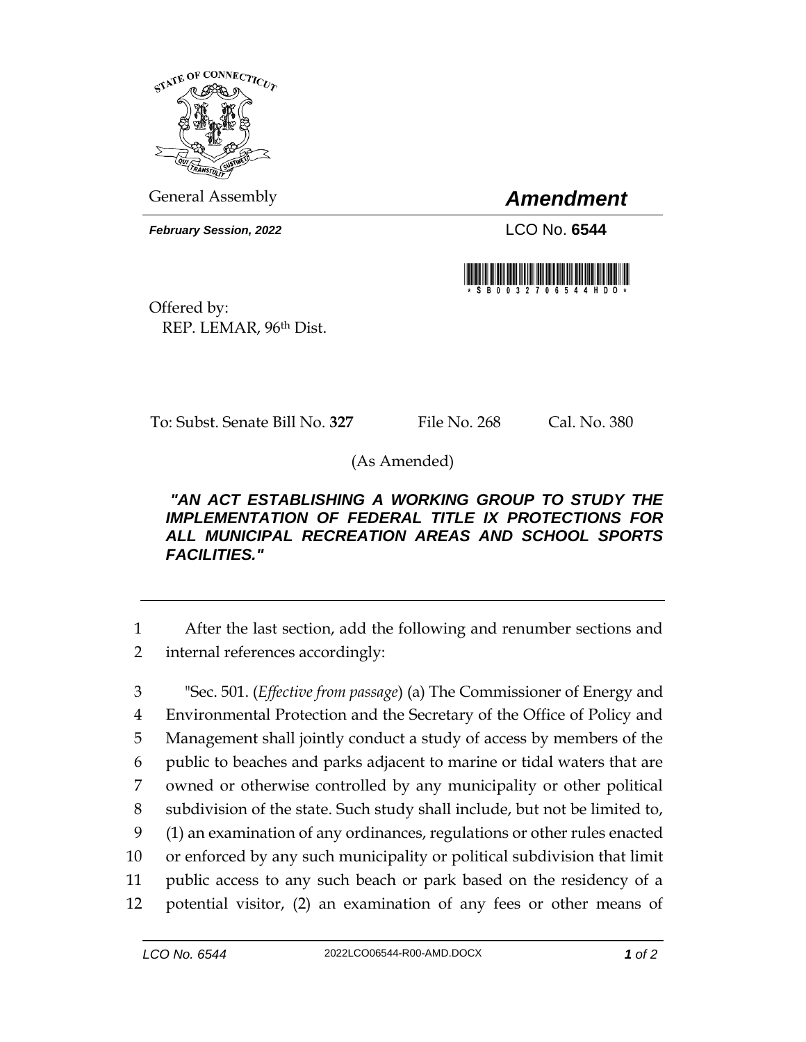General Assembly

***Amendment***

***February Session, 2022***

LCO No. **6544**

\*SB00327 06544HDO\*

Offered by:
REP. LEMAR, 96th Dist.

To: Subst. Senate Bill No. **327** File No. 268 Cal. No. 380

(As Amended)

***"AN ACT ESTABLISHING A WORKING GROUP TO STUDY THE IMPLEMENTATION OF FEDERAL TITLE IX PROTECTIONS FOR ALL MUNICIPAL RECREATION AREAS AND SCHOOL SPORTS FACILITIES."***

---

1 After the last section, add the following and renumber sections and
2 internal references accordingly:

3 "Sec. 501. (*Effective from passage*) (a) The Commissioner of Energy and
4 Environmental Protection and the Secretary of the Office of Policy and
5 Management shall jointly conduct a study of access by members of the
6 public to beaches and parks adjacent to marine or tidal waters that are
7 owned or otherwise controlled by any municipality or other political
8 subdivision of the state. Such study shall include, but not be limited to,
9 (1) an examination of any ordinances, regulations or other rules enacted
10 or enforced by any such municipality or political subdivision that limit
11 public access to any such beach or park based on the residency of a
12 potential visitor, (2) an examination of any fees or other means of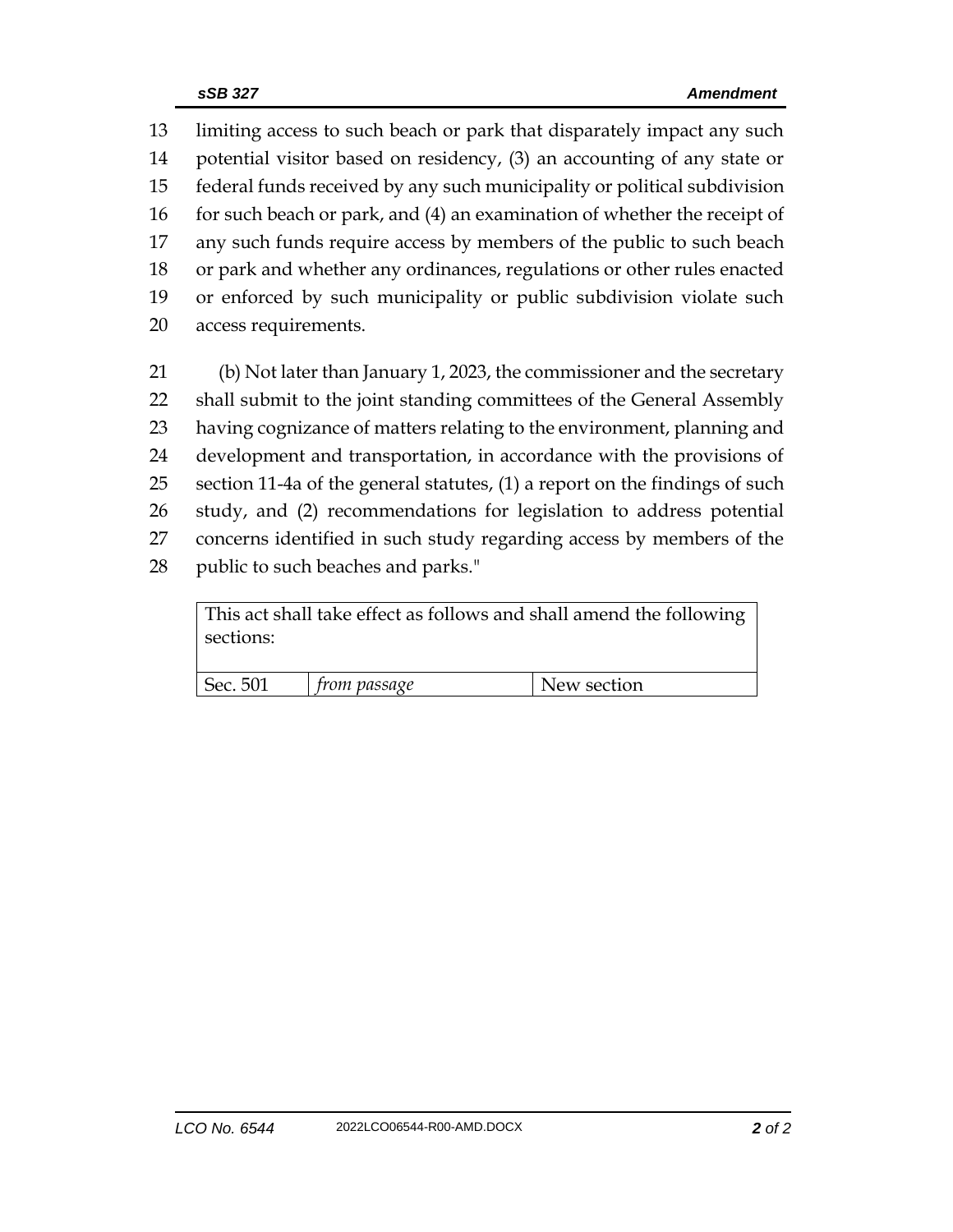13 limiting access to such beach or park that disparately impact any such
14 potential visitor based on residency, (3) an accounting of any state or
15 federal funds received by any such municipality or political subdivision
16 for such beach or park, and (4) an examination of whether the receipt of
17 any such funds require access by members of the public to such beach
18 or park and whether any ordinances, regulations or other rules enacted
19 or enforced by such municipality or public subdivision violate such
20 access requirements.

21 (b) Not later than January 1, 2023, the commissioner and the secretary
22 shall submit to the joint standing committees of the General Assembly
23 having cognizance of matters relating to the environment, planning and
24 development and transportation, in accordance with the provisions of
25 section 11-4a of the general statutes, (1) a report on the findings of such
26 study, and (2) recommendations for legislation to address potential
27 concerns identified in such study regarding access by members of the
28 public to such beaches and parks."

| This act shall take effect as follows and shall amend the following sections: | | |
|---|---|---|
| Sec. 501 | *from passage* | New section |